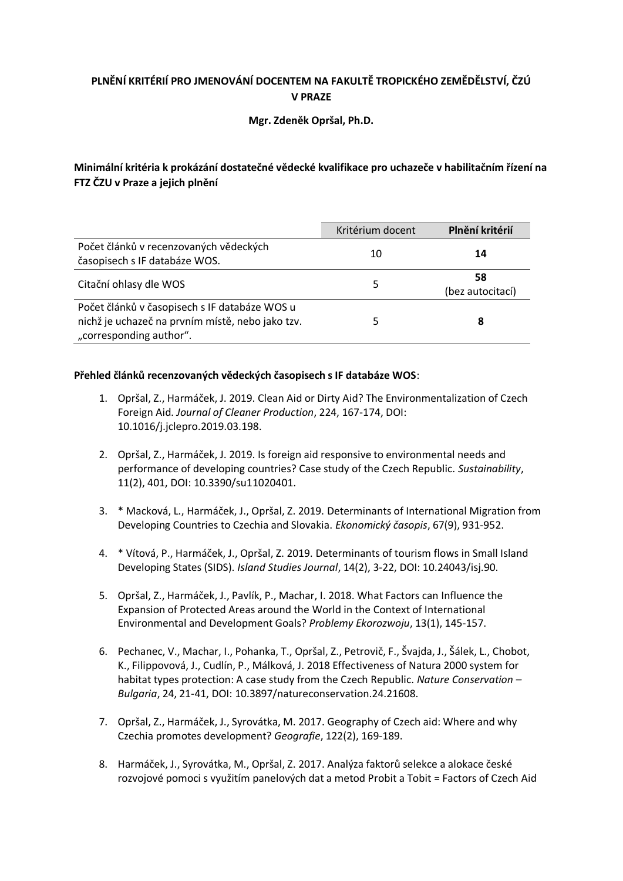**PLNĚNÍ KRITÉRIÍ PRO JMENOVÁNÍ DOCENTEM NA FAKULTĚ TROPICKÉHO ZEMĚDĚLSTVÍ, ČZÚ V PRAZE**

**Mgr. Zdeněk Opršal, Ph.D.**

**Minimální kritéria k prokázání dostatečné vědecké kvalifikace pro uchazeče v habilitačním řízení na FTZ ČZU v Praze a jejich plnění**

| | Kritérium docent | **Plnění kritérií** |
|---|---|---|
| Počet článků v recenzovaných vědeckých časopisech s IF databáze WOS. | 10 | **14** |
| Citační ohlasy dle WOS | 5 | **58** (bez autocitací) |
| Počet článků v časopisech s IF databáze WOS u nichž je uchazeč na prvním místě, nebo jako tzv. „corresponding author". | 5 | **8** |

**Přehled článků recenzovaných vědeckých časopisech s IF databáze WOS**:

1. Opršal, Z., Harmáček, J. 2019. Clean Aid or Dirty Aid? The Environmentalization of Czech Foreign Aid. *Journal of Cleaner Production*, 224, 167-174, DOI: 10.1016/j.jclepro.2019.03.198.

2. Opršal, Z., Harmáček, J. 2019. Is foreign aid responsive to environmental needs and performance of developing countries? Case study of the Czech Republic. *Sustainability*, 11(2), 401, DOI: 10.3390/su11020401.

3. * Macková, L., Harmáček, J., Opršal, Z. 2019. Determinants of International Migration from Developing Countries to Czechia and Slovakia. *Ekonomický časopis*, 67(9), 931-952.

4. * Vítová, P., Harmáček, J., Opršal, Z. 2019. Determinants of tourism flows in Small Island Developing States (SIDS). *Island Studies Journal*, 14(2), 3-22, DOI: 10.24043/isj.90.

5. Opršal, Z., Harmáček, J., Pavlík, P., Machar, I. 2018. What Factors can Influence the Expansion of Protected Areas around the World in the Context of International Environmental and Development Goals? *Problemy Ekorozwoju*, 13(1), 145-157.

6. Pechanec, V., Machar, I., Pohanka, T., Opršal, Z., Petrovič, F., Švajda, J., Šálek, L., Chobot, K., Filippovová, J., Cudlín, P., Málková, J. 2018 Effectiveness of Natura 2000 system for habitat types protection: A case study from the Czech Republic. *Nature Conservation – Bulgaria*, 24, 21-41, DOI: 10.3897/natureconservation.24.21608.

7. Opršal, Z., Harmáček, J., Syrovátka, M. 2017. Geography of Czech aid: Where and why Czechia promotes development? *Geografie*, 122(2), 169-189.

8. Harmáček, J., Syrovátka, M., Opršal, Z. 2017. Analýza faktorů selekce a alokace české rozvojové pomoci s využitím panelových dat a metod Probit a Tobit = Factors of Czech Aid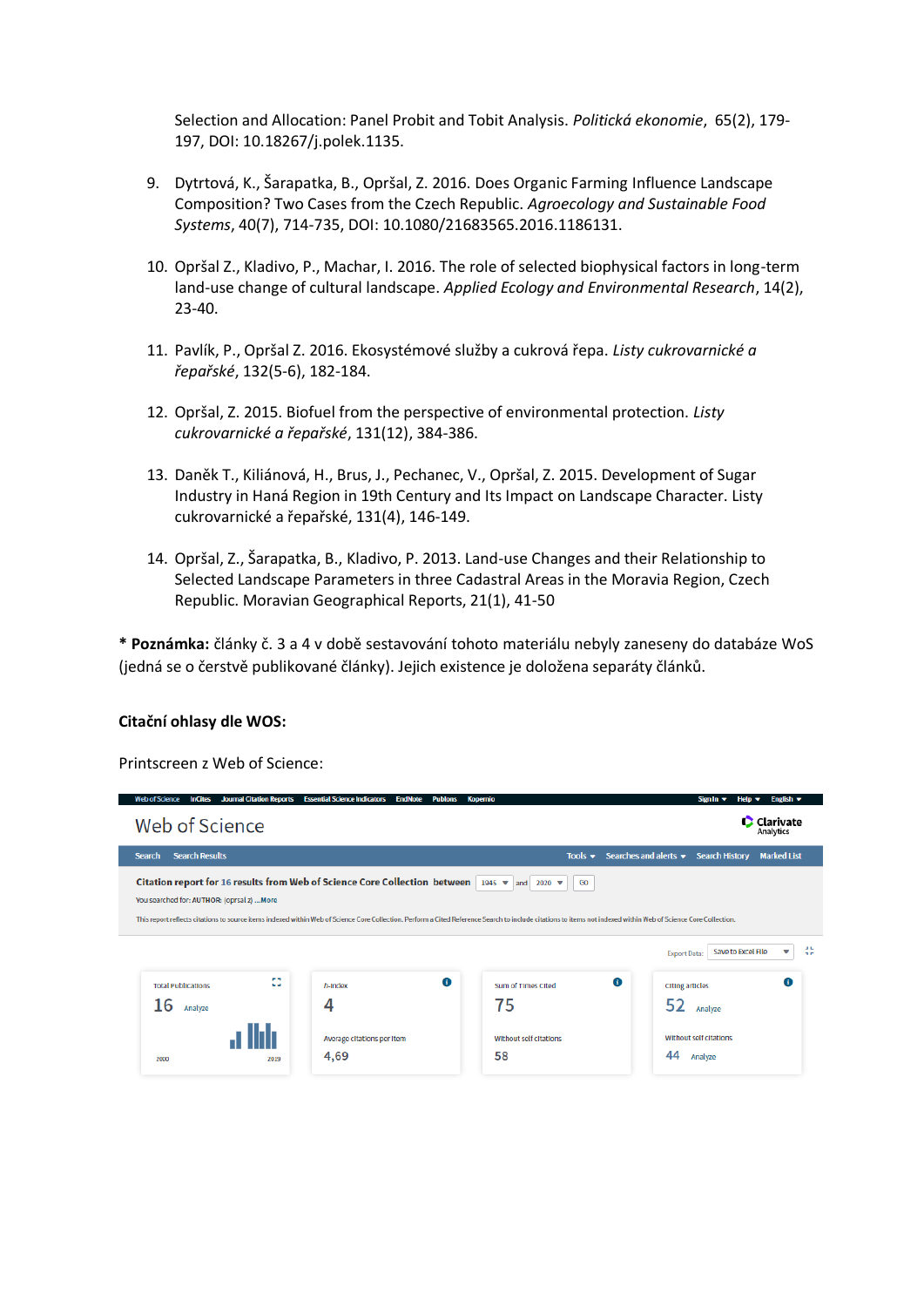Selection and Allocation: Panel Probit and Tobit Analysis. *Politická ekonomie*, 65(2), 179-197, DOI: 10.18267/j.polek.1135.

9. Dytrtová, K., Šarapatka, B., Opršal, Z. 2016. Does Organic Farming Influence Landscape Composition? Two Cases from the Czech Republic. *Agroecology and Sustainable Food Systems*, 40(7), 714-735, DOI: 10.1080/21683565.2016.1186131.

10. Opršal Z., Kladivo, P., Machar, I. 2016. The role of selected biophysical factors in long-term land-use change of cultural landscape. *Applied Ecology and Environmental Research*, 14(2), 23-40.

11. Pavlík, P., Opršal Z. 2016. Ekosystémové služby a cukrová řepa. *Listy cukrovarnické a řepařské*, 132(5-6), 182-184.

12. Opršal, Z. 2015. Biofuel from the perspective of environmental protection. *Listy cukrovarnické a řepařské*, 131(12), 384-386.

13. Daněk T., Kiliánová, H., Brus, J., Pechanec, V., Opršal, Z. 2015. Development of Sugar Industry in Haná Region in 19th Century and Its Impact on Landscape Character. Listy cukrovarnické a řepařské, 131(4), 146-149.

14. Opršal, Z., Šarapatka, B., Kladivo, P. 2013. Land-use Changes and their Relationship to Selected Landscape Parameters in three Cadastral Areas in the Moravia Region, Czech Republic. Moravian Geographical Reports, 21(1), 41-50

**\* Poznámka:** články č. 3 a 4 v době sestavování tohoto materiálu nebyly zaneseny do databáze WoS (jedná se o čerstvě publikované články). Jejich existence je doložena separáty článků.

**Citační ohlasy dle WOS:**

Printscreen z Web of Science:

Web of Science

Citation report for 16 results from Web of Science Core Collection between 1945 and 2020

You searched for: AUTHOR: (oprsal z) ...More

This report reflects citations to source items indexed within Web of Science Core Collection. Perform a Cited Reference Search to include citations to items not indexed within Web of Science Core Collection.

| Total Publications | h-index | Sum of Times Cited | Citing articles |
|---|---|---|---|
| 16 | 4 | 75 | 52 |
| | Average citations per item | Without self citations | Without self citations |
| | 4,69 | 58 | 44 |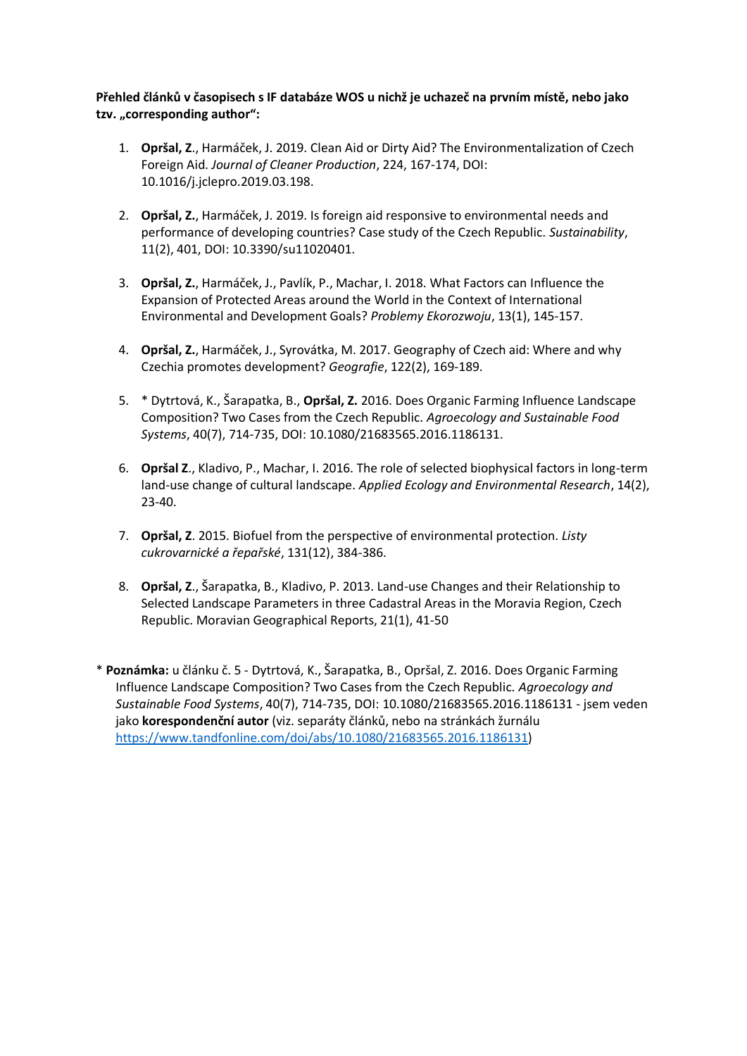**Přehled článků v časopisech s IF databáze WOS u nichž je uchazeč na prvním místě, nebo jako tzv. „corresponding author":**

1. **Opršal, Z**., Harmáček, J. 2019. Clean Aid or Dirty Aid? The Environmentalization of Czech Foreign Aid. *Journal of Cleaner Production*, 224, 167-174, DOI: 10.1016/j.jclepro.2019.03.198.

2. **Opršal, Z.**, Harmáček, J. 2019. Is foreign aid responsive to environmental needs and performance of developing countries? Case study of the Czech Republic. *Sustainability*, 11(2), 401, DOI: 10.3390/su11020401.

3. **Opršal, Z.**, Harmáček, J., Pavlík, P., Machar, I. 2018. What Factors can Influence the Expansion of Protected Areas around the World in the Context of International Environmental and Development Goals? *Problemy Ekorozwoju*, 13(1), 145-157.

4. **Opršal, Z.**, Harmáček, J., Syrovátka, M. 2017. Geography of Czech aid: Where and why Czechia promotes development? *Geografie*, 122(2), 169-189.

5. * Dytrtová, K., Šarapatka, B., **Opršal, Z.** 2016. Does Organic Farming Influence Landscape Composition? Two Cases from the Czech Republic. *Agroecology and Sustainable Food Systems*, 40(7), 714-735, DOI: 10.1080/21683565.2016.1186131.

6. **Opršal Z**., Kladivo, P., Machar, I. 2016. The role of selected biophysical factors in long-term land-use change of cultural landscape. *Applied Ecology and Environmental Research*, 14(2), 23-40.

7. **Opršal, Z**. 2015. Biofuel from the perspective of environmental protection. *Listy cukrovarnické a řepařské*, 131(12), 384-386.

8. **Opršal, Z**., Šarapatka, B., Kladivo, P. 2013. Land-use Changes and their Relationship to Selected Landscape Parameters in three Cadastral Areas in the Moravia Region, Czech Republic. Moravian Geographical Reports, 21(1), 41-50

* **Poznámka:** u článku č. 5 - Dytrtová, K., Šarapatka, B., Opršal, Z. 2016. Does Organic Farming Influence Landscape Composition? Two Cases from the Czech Republic. *Agroecology and Sustainable Food Systems*, 40(7), 714-735, DOI: 10.1080/21683565.2016.1186131 - jsem veden jako **korespondenční autor** (viz. separáty článků, nebo na stránkách žurnálu https://www.tandfonline.com/doi/abs/10.1080/21683565.2016.1186131)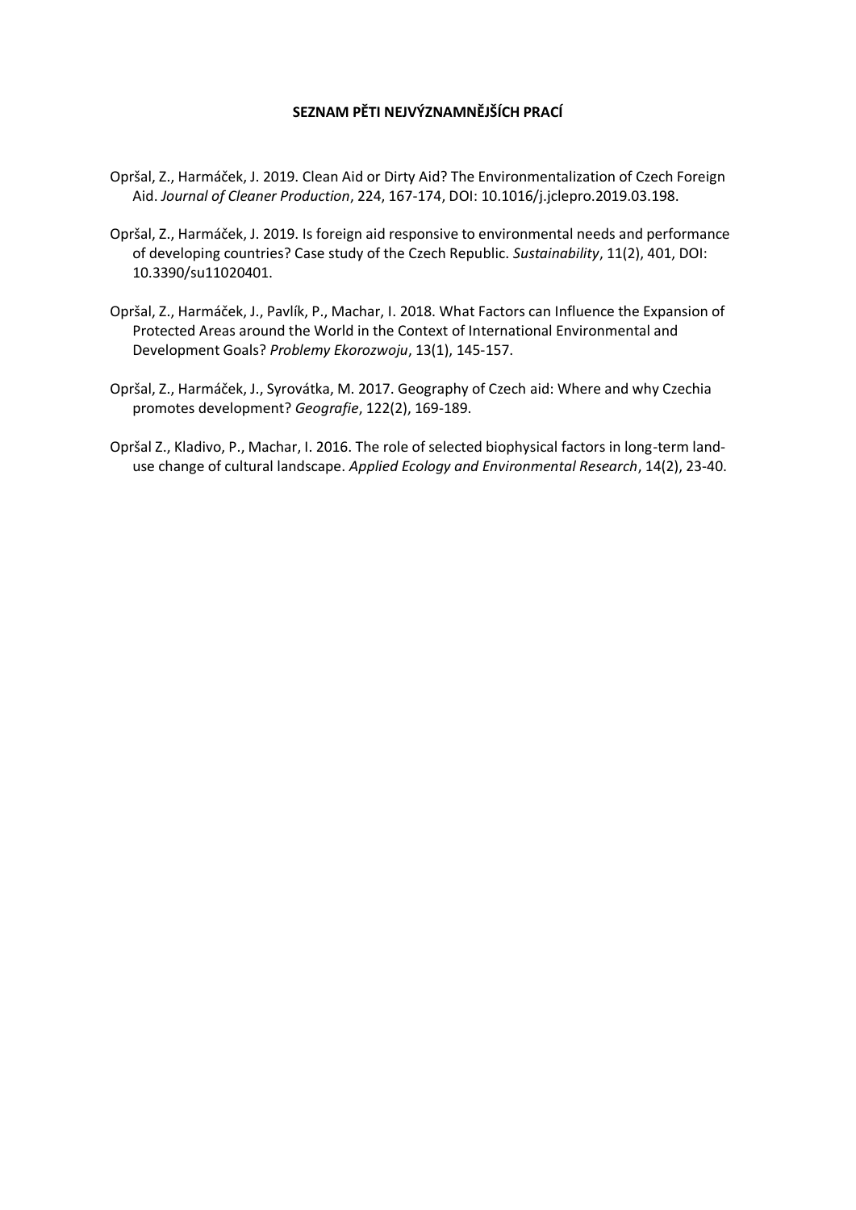**SEZNAM PĚTI NEJVÝZNAMNĚJŠÍCH PRACÍ**

Opršal, Z., Harmáček, J. 2019. Clean Aid or Dirty Aid? The Environmentalization of Czech Foreign Aid. *Journal of Cleaner Production*, 224, 167-174, DOI: 10.1016/j.jclepro.2019.03.198.

Opršal, Z., Harmáček, J. 2019. Is foreign aid responsive to environmental needs and performance of developing countries? Case study of the Czech Republic. *Sustainability*, 11(2), 401, DOI: 10.3390/su11020401.

Opršal, Z., Harmáček, J., Pavlík, P., Machar, I. 2018. What Factors can Influence the Expansion of Protected Areas around the World in the Context of International Environmental and Development Goals? *Problemy Ekorozwoju*, 13(1), 145-157.

Opršal, Z., Harmáček, J., Syrovátka, M. 2017. Geography of Czech aid: Where and why Czechia promotes development? *Geografie*, 122(2), 169-189.

Opršal Z., Kladivo, P., Machar, I. 2016. The role of selected biophysical factors in long-term land-use change of cultural landscape. *Applied Ecology and Environmental Research*, 14(2), 23-40.